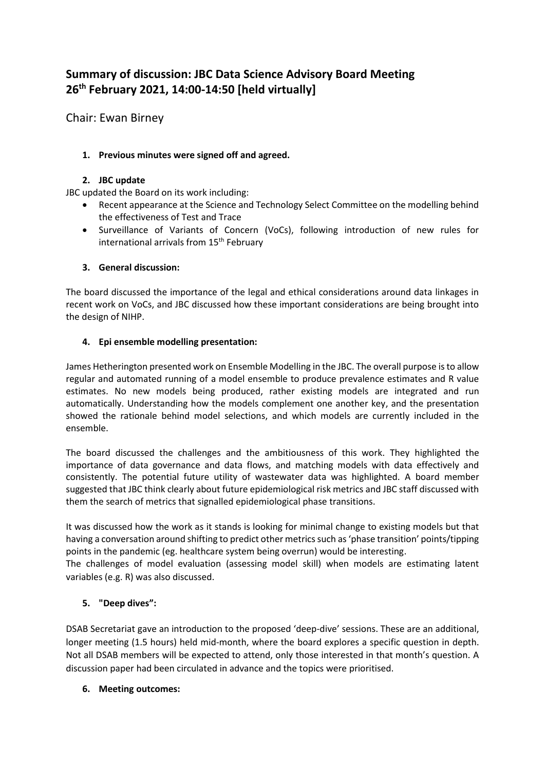# Summary of discussion: JBC Data Science Advisory Board Meeting 26th February 2021, 14:00-14:50 [held virtually]

Chair: Ewan Birney

1. **Previous minutes were signed off and agreed.**

2. **JBC update**

JBC updated the Board on its work including:

- Recent appearance at the Science and Technology Select Committee on the modelling behind the effectiveness of Test and Trace
- Surveillance of Variants of Concern (VoCs), following introduction of new rules for international arrivals from 15th February

3. **General discussion:**

The board discussed the importance of the legal and ethical considerations around data linkages in recent work on VoCs, and JBC discussed how these important considerations are being brought into the design of NIHP.

4. **Epi ensemble modelling presentation:**

James Hetherington presented work on Ensemble Modelling in the JBC. The overall purpose is to allow regular and automated running of a model ensemble to produce prevalence estimates and R value estimates. No new models being produced, rather existing models are integrated and run automatically. Understanding how the models complement one another key, and the presentation showed the rationale behind model selections, and which models are currently included in the ensemble.

The board discussed the challenges and the ambitiousness of this work. They highlighted the importance of data governance and data flows, and matching models with data effectively and consistently. The potential future utility of wastewater data was highlighted. A board member suggested that JBC think clearly about future epidemiological risk metrics and JBC staff discussed with them the search of metrics that signalled epidemiological phase transitions.

It was discussed how the work as it stands is looking for minimal change to existing models but that having a conversation around shifting to predict other metrics such as 'phase transition' points/tipping points in the pandemic (eg. healthcare system being overrun) would be interesting.
The challenges of model evaluation (assessing model skill) when models are estimating latent variables (e.g. R) was also discussed.

5. **"Deep dives":**

DSAB Secretariat gave an introduction to the proposed 'deep-dive' sessions. These are an additional, longer meeting (1.5 hours) held mid-month, where the board explores a specific question in depth. Not all DSAB members will be expected to attend, only those interested in that month's question. A discussion paper had been circulated in advance and the topics were prioritised.

6. **Meeting outcomes:**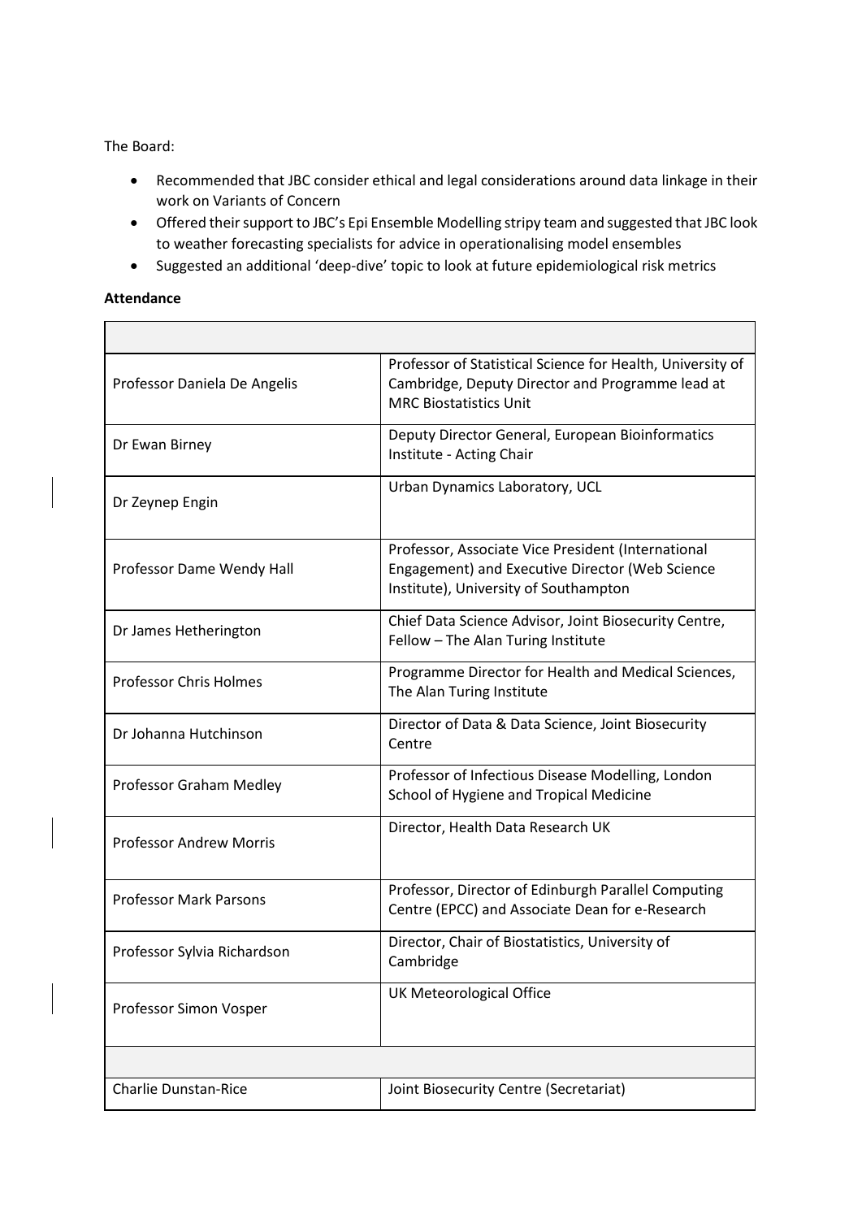The Board:

- Recommended that JBC consider ethical and legal considerations around data linkage in their work on Variants of Concern
- Offered their support to JBC's Epi Ensemble Modelling stripy team and suggested that JBC look to weather forecasting specialists for advice in operationalising model ensembles
- Suggested an additional 'deep-dive' topic to look at future epidemiological risk metrics

**Attendance**

| | |
|---|---|
| Professor Daniela De Angelis | Professor of Statistical Science for Health, University of Cambridge, Deputy Director and Programme lead at MRC Biostatistics Unit |
| Dr Ewan Birney | Deputy Director General, European Bioinformatics Institute - Acting Chair |
| Dr Zeynep Engin | Urban Dynamics Laboratory, UCL |
| Professor Dame Wendy Hall | Professor, Associate Vice President (International Engagement) and Executive Director (Web Science Institute), University of Southampton |
| Dr James Hetherington | Chief Data Science Advisor, Joint Biosecurity Centre, Fellow – The Alan Turing Institute |
| Professor Chris Holmes | Programme Director for Health and Medical Sciences, The Alan Turing Institute |
| Dr Johanna Hutchinson | Director of Data & Data Science, Joint Biosecurity Centre |
| Professor Graham Medley | Professor of Infectious Disease Modelling, London School of Hygiene and Tropical Medicine |
| Professor Andrew Morris | Director, Health Data Research UK |
| Professor Mark Parsons | Professor, Director of Edinburgh Parallel Computing Centre (EPCC) and Associate Dean for e-Research |
| Professor Sylvia Richardson | Director, Chair of Biostatistics, University of Cambridge |
| Professor Simon Vosper | UK Meteorological Office |
| | |
| Charlie Dunstan-Rice | Joint Biosecurity Centre (Secretariat) |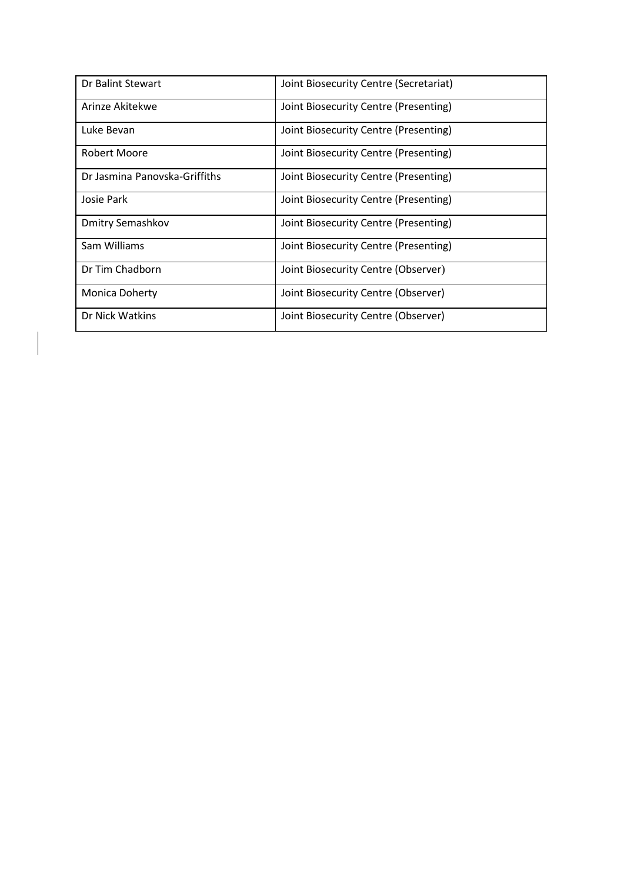| | |
|---|---|
| Dr Balint Stewart | Joint Biosecurity Centre (Secretariat) |
| Arinze Akitekwe | Joint Biosecurity Centre (Presenting) |
| Luke Bevan | Joint Biosecurity Centre (Presenting) |
| Robert Moore | Joint Biosecurity Centre (Presenting) |
| Dr Jasmina Panovska-Griffiths | Joint Biosecurity Centre (Presenting) |
| Josie Park | Joint Biosecurity Centre (Presenting) |
| Dmitry Semashkov | Joint Biosecurity Centre (Presenting) |
| Sam Williams | Joint Biosecurity Centre (Presenting) |
| Dr Tim Chadborn | Joint Biosecurity Centre (Observer) |
| Monica Doherty | Joint Biosecurity Centre (Observer) |
| Dr Nick Watkins | Joint Biosecurity Centre (Observer) |